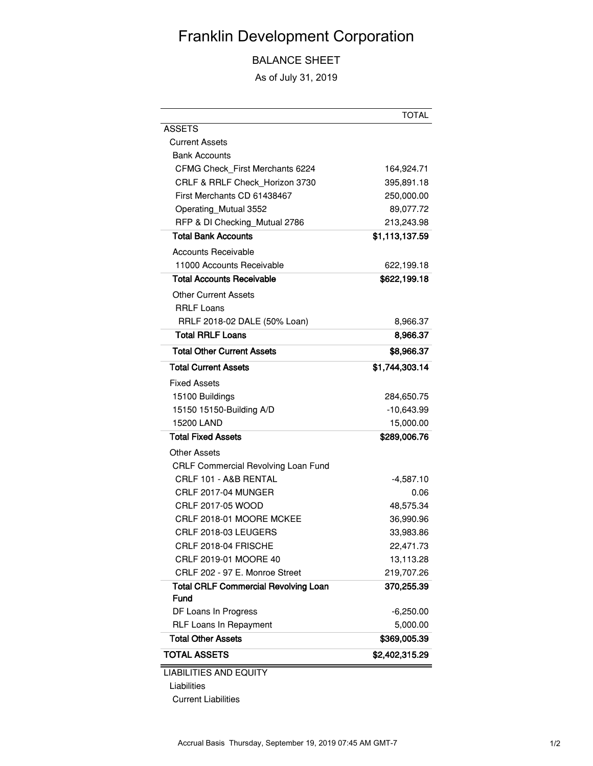# Franklin Development Corporation

BALANCE SHEET

As of July 31, 2019

| | TOTAL |
|---|---|
| ASSETS | |
| Current Assets | |
| Bank Accounts | |
| CFMG Check_First Merchants 6224 | 164,924.71 |
| CRLF & RRLF Check_Horizon 3730 | 395,891.18 |
| First Merchants CD 61438467 | 250,000.00 |
| Operating_Mutual 3552 | 89,077.72 |
| RFP & DI Checking_Mutual 2786 | 213,243.98 |
| **Total Bank Accounts** | **$1,113,137.59** |
| Accounts Receivable | |
| 11000 Accounts Receivable | 622,199.18 |
| **Total Accounts Receivable** | **$622,199.18** |
| Other Current Assets | |
| RRLF Loans | |
| RRLF 2018-02 DALE (50% Loan) | 8,966.37 |
| **Total RRLF Loans** | **8,966.37** |
| **Total Other Current Assets** | **$8,966.37** |
| **Total Current Assets** | **$1,744,303.14** |
| Fixed Assets | |
| 15100 Buildings | 284,650.75 |
| 15150 15150-Building A/D | -10,643.99 |
| 15200 LAND | 15,000.00 |
| **Total Fixed Assets** | **$289,006.76** |
| Other Assets | |
| CRLF Commercial Revolving Loan Fund | |
| CRLF 101 - A&B RENTAL | -4,587.10 |
| CRLF 2017-04 MUNGER | 0.06 |
| CRLF 2017-05 WOOD | 48,575.34 |
| CRLF 2018-01 MOORE MCKEE | 36,990.96 |
| CRLF 2018-03 LEUGERS | 33,983.86 |
| CRLF 2018-04 FRISCHE | 22,471.73 |
| CRLF 2019-01 MOORE 40 | 13,113.28 |
| CRLF 202 - 97 E. Monroe Street | 219,707.26 |
| **Total CRLF Commercial Revolving Loan Fund** | **370,255.39** |
| DF Loans In Progress | -6,250.00 |
| RLF Loans In Repayment | 5,000.00 |
| **Total Other Assets** | **$369,005.39** |
| **TOTAL ASSETS** | **$2,402,315.29** |
| LIABILITIES AND EQUITY | |
| Liabilities | |
| Current Liabilities | |

Accrual Basis Thursday, September 19, 2019 07:45 AM GMT-7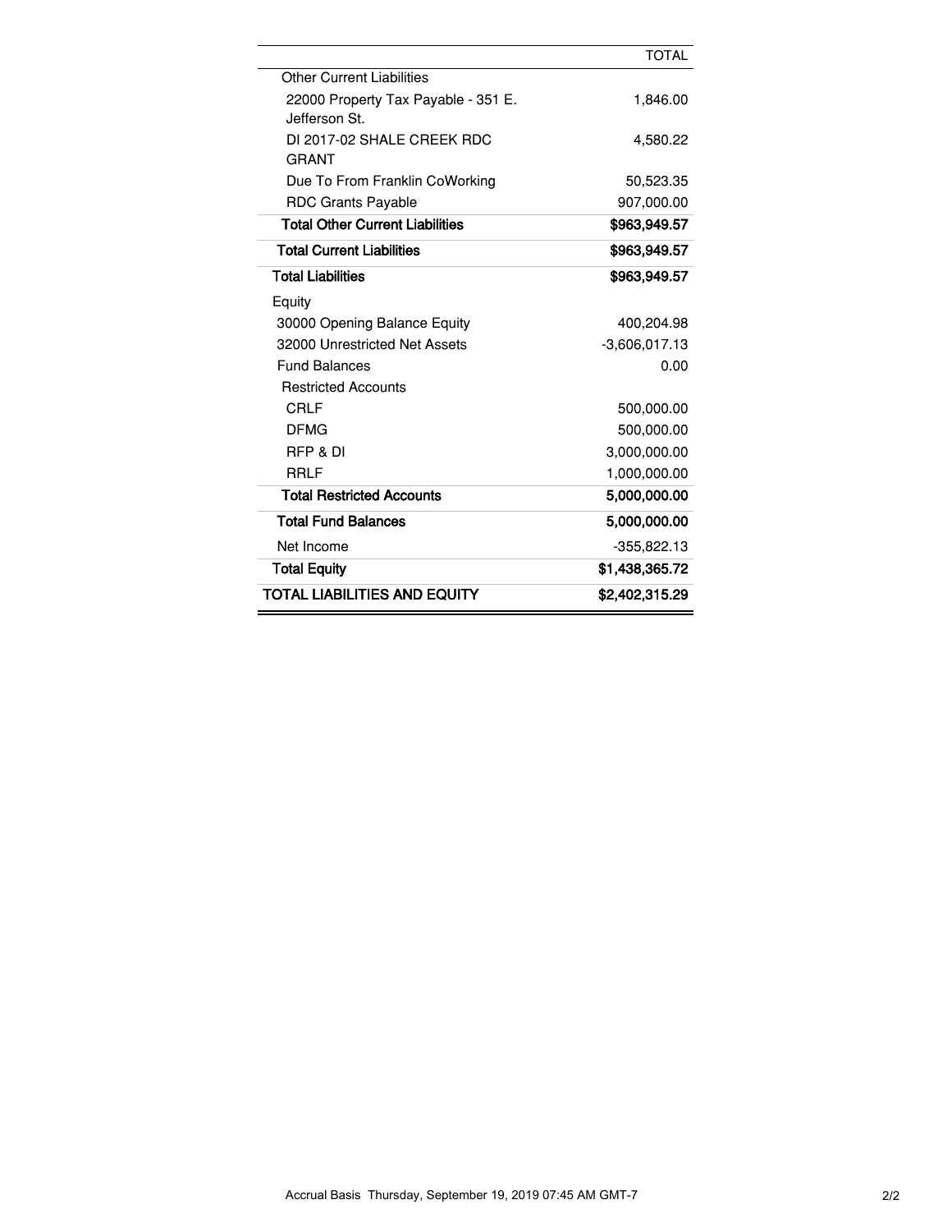| | TOTAL |
|---|---|
| Other Current Liabilities | |
| 22000 Property Tax Payable - 351 E. Jefferson St. | 1,846.00 |
| DI 2017-02 SHALE CREEK RDC GRANT | 4,580.22 |
| Due To From Franklin CoWorking | 50,523.35 |
| RDC Grants Payable | 907,000.00 |
| **Total Other Current Liabilities** | **$963,949.57** |
| **Total Current Liabilities** | **$963,949.57** |
| **Total Liabilities** | **$963,949.57** |
| Equity | |
| 30000 Opening Balance Equity | 400,204.98 |
| 32000 Unrestricted Net Assets | -3,606,017.13 |
| Fund Balances | 0.00 |
| Restricted Accounts | |
| CRLF | 500,000.00 |
| DFMG | 500,000.00 |
| RFP & DI | 3,000,000.00 |
| RRLF | 1,000,000.00 |
| **Total Restricted Accounts** | **5,000,000.00** |
| **Total Fund Balances** | **5,000,000.00** |
| Net Income | -355,822.13 |
| **Total Equity** | **$1,438,365.72** |
| **TOTAL LIABILITIES AND EQUITY** | **$2,402,315.29** |

Accrual Basis Thursday, September 19, 2019 07:45 AM GMT-7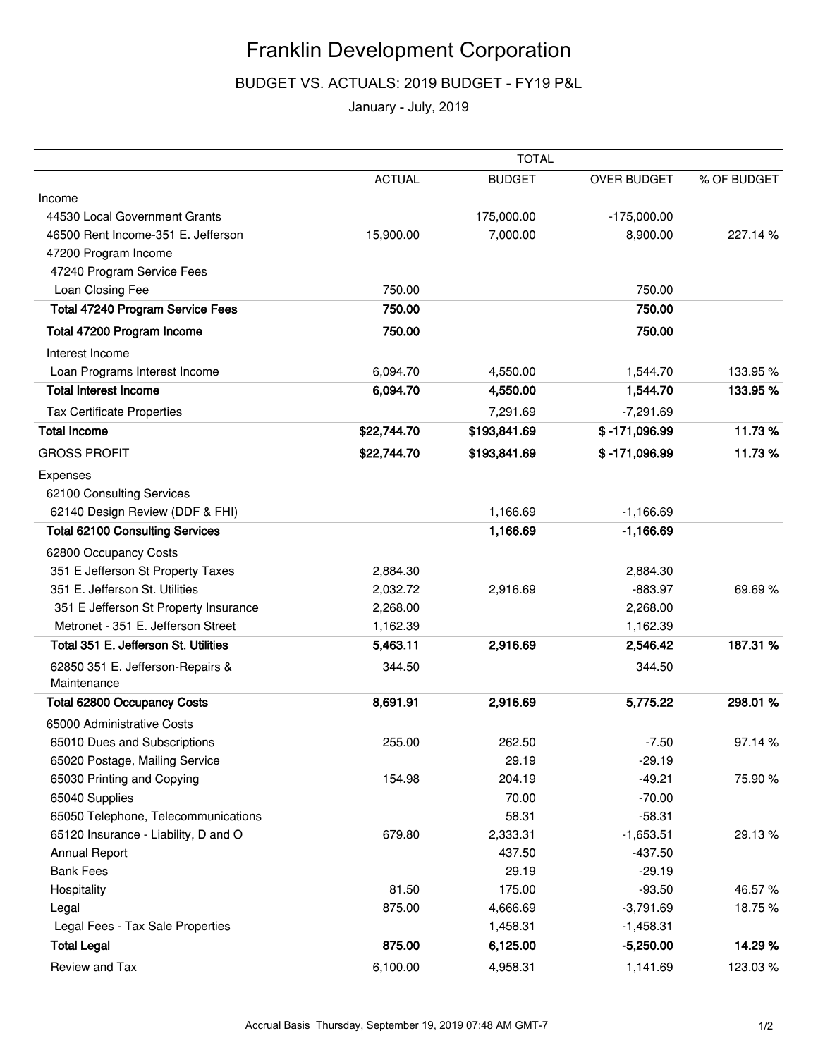# Franklin Development Corporation

## BUDGET VS. ACTUALS: 2019 BUDGET - FY19 P&L

January - July, 2019

| | TOTAL | | | |
|---|---|---|---|---|
| | ACTUAL | BUDGET | OVER BUDGET | % OF BUDGET |
| Income | | | | |
| 44530 Local Government Grants | | 175,000.00 | -175,000.00 | |
| 46500 Rent Income-351 E. Jefferson | 15,900.00 | 7,000.00 | 8,900.00 | 227.14 % |
| 47200 Program Income | | | | |
| 47240 Program Service Fees | | | | |
| Loan Closing Fee | 750.00 | | 750.00 | |
| **Total 47240 Program Service Fees** | **750.00** | | **750.00** | |
| **Total 47200 Program Income** | **750.00** | | **750.00** | |
| Interest Income | | | | |
| Loan Programs Interest Income | 6,094.70 | 4,550.00 | 1,544.70 | 133.95 % |
| **Total Interest Income** | **6,094.70** | **4,550.00** | **1,544.70** | **133.95 %** |
| Tax Certificate Properties | | 7,291.69 | -7,291.69 | |
| **Total Income** | **$22,744.70** | **$193,841.69** | **$ -171,096.99** | **11.73 %** |
| GROSS PROFIT | **$22,744.70** | **$193,841.69** | **$ -171,096.99** | **11.73 %** |
| Expenses | | | | |
| 62100 Consulting Services | | | | |
| 62140 Design Review (DDF & FHI) | | 1,166.69 | -1,166.69 | |
| **Total 62100 Consulting Services** | | **1,166.69** | **-1,166.69** | |
| 62800 Occupancy Costs | | | | |
| 351 E Jefferson St Property Taxes | 2,884.30 | | 2,884.30 | |
| 351 E. Jefferson St. Utilities | 2,032.72 | 2,916.69 | -883.97 | 69.69 % |
| 351 E Jefferson St Property Insurance | 2,268.00 | | 2,268.00 | |
| Metronet - 351 E. Jefferson Street | 1,162.39 | | 1,162.39 | |
| **Total 351 E. Jefferson St. Utilities** | **5,463.11** | **2,916.69** | **2,546.42** | **187.31 %** |
| 62850 351 E. Jefferson-Repairs & Maintenance | 344.50 | | 344.50 | |
| **Total 62800 Occupancy Costs** | **8,691.91** | **2,916.69** | **5,775.22** | **298.01 %** |
| 65000 Administrative Costs | | | | |
| 65010 Dues and Subscriptions | 255.00 | 262.50 | -7.50 | 97.14 % |
| 65020 Postage, Mailing Service | | 29.19 | -29.19 | |
| 65030 Printing and Copying | 154.98 | 204.19 | -49.21 | 75.90 % |
| 65040 Supplies | | 70.00 | -70.00 | |
| 65050 Telephone, Telecommunications | | 58.31 | -58.31 | |
| 65120 Insurance - Liability, D and O | 679.80 | 2,333.31 | -1,653.51 | 29.13 % |
| Annual Report | | 437.50 | -437.50 | |
| Bank Fees | | 29.19 | -29.19 | |
| Hospitality | 81.50 | 175.00 | -93.50 | 46.57 % |
| Legal | 875.00 | 4,666.69 | -3,791.69 | 18.75 % |
| Legal Fees - Tax Sale Properties | | 1,458.31 | -1,458.31 | |
| **Total Legal** | **875.00** | **6,125.00** | **-5,250.00** | **14.29 %** |
| Review and Tax | 6,100.00 | 4,958.31 | 1,141.69 | 123.03 % |

Accrual Basis Thursday, September 19, 2019 07:48 AM GMT-7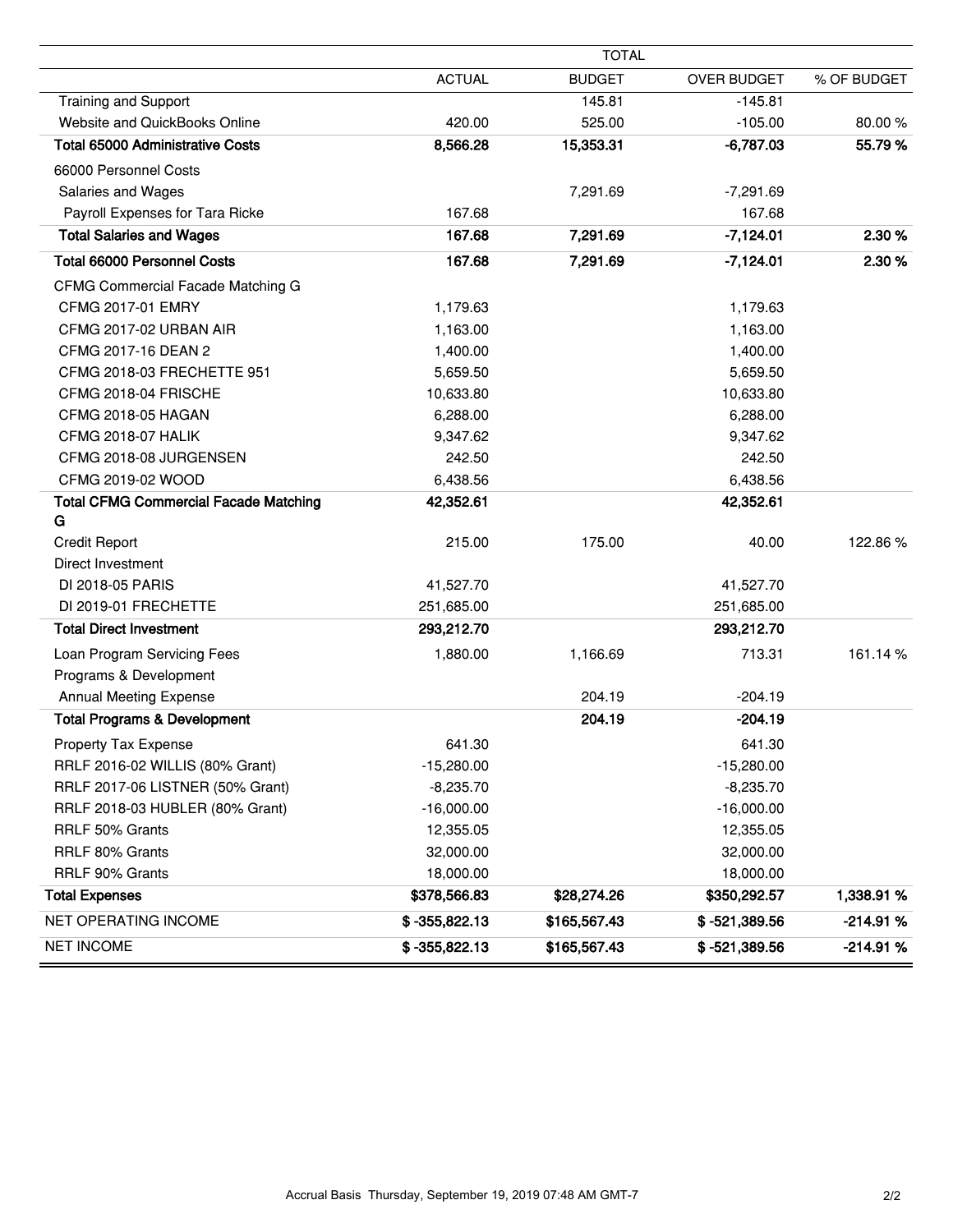| | TOTAL | | | |
|---|---|---|---|---|
| | ACTUAL | BUDGET | OVER BUDGET | % OF BUDGET |
| Training and Support | | 145.81 | -145.81 | |
| Website and QuickBooks Online | 420.00 | 525.00 | -105.00 | 80.00 % |
| **Total 65000 Administrative Costs** | **8,566.28** | **15,353.31** | **-6,787.03** | **55.79 %** |
| 66000 Personnel Costs | | | | |
| Salaries and Wages | | 7,291.69 | -7,291.69 | |
| Payroll Expenses for Tara Ricke | 167.68 | | 167.68 | |
| **Total Salaries and Wages** | **167.68** | **7,291.69** | **-7,124.01** | **2.30 %** |
| **Total 66000 Personnel Costs** | **167.68** | **7,291.69** | **-7,124.01** | **2.30 %** |
| CFMG Commercial Facade Matching G | | | | |
| CFMG 2017-01 EMRY | 1,179.63 | | 1,179.63 | |
| CFMG 2017-02 URBAN AIR | 1,163.00 | | 1,163.00 | |
| CFMG 2017-16 DEAN 2 | 1,400.00 | | 1,400.00 | |
| CFMG 2018-03 FRECHETTE 951 | 5,659.50 | | 5,659.50 | |
| CFMG 2018-04 FRISCHE | 10,633.80 | | 10,633.80 | |
| CFMG 2018-05 HAGAN | 6,288.00 | | 6,288.00 | |
| CFMG 2018-07 HALIK | 9,347.62 | | 9,347.62 | |
| CFMG 2018-08 JURGENSEN | 242.50 | | 242.50 | |
| CFMG 2019-02 WOOD | 6,438.56 | | 6,438.56 | |
| **Total CFMG Commercial Facade Matching G** | **42,352.61** | | **42,352.61** | |
| Credit Report | 215.00 | 175.00 | 40.00 | 122.86 % |
| Direct Investment | | | | |
| DI 2018-05 PARIS | 41,527.70 | | 41,527.70 | |
| DI 2019-01 FRECHETTE | 251,685.00 | | 251,685.00 | |
| **Total Direct Investment** | **293,212.70** | | **293,212.70** | |
| Loan Program Servicing Fees | 1,880.00 | 1,166.69 | 713.31 | 161.14 % |
| Programs & Development | | | | |
| Annual Meeting Expense | | 204.19 | -204.19 | |
| **Total Programs & Development** | | **204.19** | **-204.19** | |
| Property Tax Expense | 641.30 | | 641.30 | |
| RRLF 2016-02 WILLIS (80% Grant) | -15,280.00 | | -15,280.00 | |
| RRLF 2017-06 LISTNER (50% Grant) | -8,235.70 | | -8,235.70 | |
| RRLF 2018-03 HUBLER (80% Grant) | -16,000.00 | | -16,000.00 | |
| RRLF 50% Grants | 12,355.05 | | 12,355.05 | |
| RRLF 80% Grants | 32,000.00 | | 32,000.00 | |
| RRLF 90% Grants | 18,000.00 | | 18,000.00 | |
| **Total Expenses** | **$378,566.83** | **$28,274.26** | **$350,292.57** | **1,338.91 %** |
| NET OPERATING INCOME | **$ -355,822.13** | **$165,567.43** | **$ -521,389.56** | **-214.91 %** |
| NET INCOME | **$ -355,822.13** | **$165,567.43** | **$ -521,389.56** | **-214.91 %** |

Accrual Basis Thursday, September 19, 2019 07:48 AM GMT-7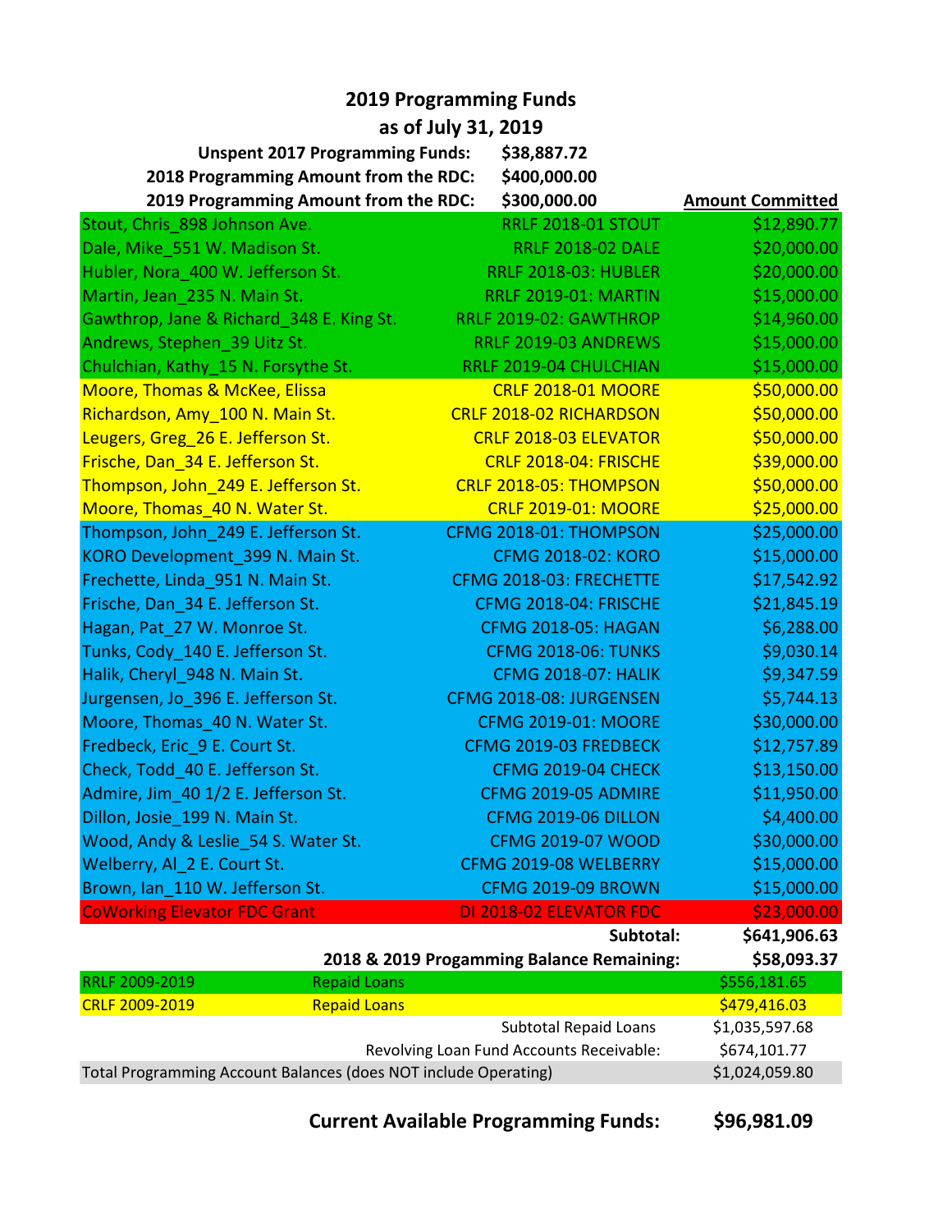## 2019 Programming Funds
## as of July 31, 2019

**Unspent 2017 Programming Funds:** **$38,887.72**

**2018 Programming Amount from the RDC:** **$400,000.00**

**2019 Programming Amount from the RDC:** **$300,000.00**

| | | **Amount Committed** |
|---|---|---|
| Stout, Chris_898 Johnson Ave. | RRLF 2018-01 STOUT | $12,890.77 |
| Dale, Mike_551 W. Madison St. | RRLF 2018-02 DALE | $20,000.00 |
| Hubler, Nora_400 W. Jefferson St. | RRLF 2018-03: HUBLER | $20,000.00 |
| Martin, Jean_235 N. Main St. | RRLF 2019-01: MARTIN | $15,000.00 |
| Gawthrop, Jane & Richard_348 E. King St. | RRLF 2019-02: GAWTHROP | $14,960.00 |
| Andrews, Stephen_39 Uitz St. | RRLF 2019-03 ANDREWS | $15,000.00 |
| Chulchian, Kathy_15 N. Forsythe St. | RRLF 2019-04 CHULCHIAN | $15,000.00 |
| Moore, Thomas & McKee, Elissa | CRLF 2018-01 MOORE | $50,000.00 |
| Richardson, Amy_100 N. Main St. | CRLF 2018-02 RICHARDSON | $50,000.00 |
| Leugers, Greg_26 E. Jefferson St. | CRLF 2018-03 ELEVATOR | $50,000.00 |
| Frische, Dan_34 E. Jefferson St. | CRLF 2018-04: FRISCHE | $39,000.00 |
| Thompson, John_249 E. Jefferson St. | CRLF 2018-05: THOMPSON | $50,000.00 |
| Moore, Thomas_40 N. Water St. | CRLF 2019-01: MOORE | $25,000.00 |
| Thompson, John_249 E. Jefferson St. | CFMG 2018-01: THOMPSON | $25,000.00 |
| KORO Development_399 N. Main St. | CFMG 2018-02: KORO | $15,000.00 |
| Frechette, Linda_951 N. Main St. | CFMG 2018-03: FRECHETTE | $17,542.92 |
| Frische, Dan_34 E. Jefferson St. | CFMG 2018-04: FRISCHE | $21,845.19 |
| Hagan, Pat_27 W. Monroe St. | CFMG 2018-05: HAGAN | $6,288.00 |
| Tunks, Cody_140 E. Jefferson St. | CFMG 2018-06: TUNKS | $9,030.14 |
| Halik, Cheryl_948 N. Main St. | CFMG 2018-07: HALIK | $9,347.59 |
| Jurgensen, Jo_396 E. Jefferson St. | CFMG 2018-08: JURGENSEN | $5,744.13 |
| Moore, Thomas_40 N. Water St. | CFMG 2019-01: MOORE | $30,000.00 |
| Fredbeck, Eric_9 E. Court St. | CFMG 2019-03 FREDBECK | $12,757.89 |
| Check, Todd_40 E. Jefferson St. | CFMG 2019-04 CHECK | $13,150.00 |
| Admire, Jim_40 1/2 E. Jefferson St. | CFMG 2019-05 ADMIRE | $11,950.00 |
| Dillon, Josie_199 N. Main St. | CFMG 2019-06 DILLON | $4,400.00 |
| Wood, Andy & Leslie_54 S. Water St. | CFMG 2019-07 WOOD | $30,000.00 |
| Welberry, Al_2 E. Court St. | CFMG 2019-08 WELBERRY | $15,000.00 |
| Brown, Ian_110 W. Jefferson St. | CFMG 2019-09 BROWN | $15,000.00 |
| CoWorking Elevator FDC Grant | DI 2018-02 ELEVATOR FDC | $23,000.00 |
| | **Subtotal:** | **$641,906.63** |
| | **2018 & 2019 Progamming Balance Remaining:** | **$58,093.37** |

| | | |
|---|---|---|
| RRLF 2009-2019 | Repaid Loans | $556,181.65 |
| CRLF 2009-2019 | Repaid Loans | $479,416.03 |
| | Subtotal Repaid Loans | $1,035,597.68 |
| | Revolving Loan Fund Accounts Receivable: | $674,101.77 |
| Total Programming Account Balances (does NOT include Operating) | | $1,024,059.80 |

**Current Available Programming Funds:** **$96,981.09**